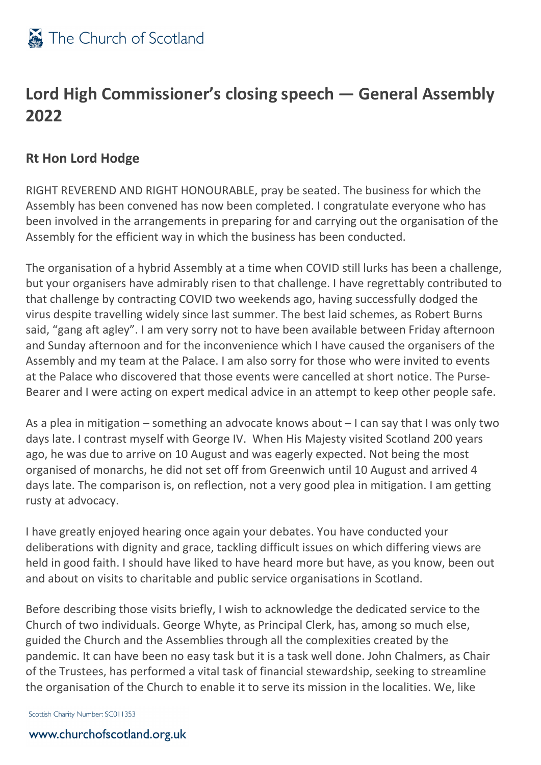# Lord High Commissioner's closing speech — General Assembly 2022

## Rt Hon Lord Hodge

RIGHT REVEREND AND RIGHT HONOURABLE, pray be seated. The business for which the Assembly has been convened has now been completed. I congratulate everyone who has been involved in the arrangements in preparing for and carrying out the organisation of the Assembly for the efficient way in which the business has been conducted.

The organisation of a hybrid Assembly at a time when COVID still lurks has been a challenge, but your organisers have admirably risen to that challenge. I have regrettably contributed to that challenge by contracting COVID two weekends ago, having successfully dodged the virus despite travelling widely since last summer. The best laid schemes, as Robert Burns said, "gang aft agley". I am very sorry not to have been available between Friday afternoon and Sunday afternoon and for the inconvenience which I have caused the organisers of the Assembly and my team at the Palace. I am also sorry for those who were invited to events at the Palace who discovered that those events were cancelled at short notice. The Purse-Bearer and I were acting on expert medical advice in an attempt to keep other people safe.

As a plea in mitigation – something an advocate knows about – I can say that I was only two days late. I contrast myself with George IV. When His Majesty visited Scotland 200 years ago, he was due to arrive on 10 August and was eagerly expected. Not being the most organised of monarchs, he did not set off from Greenwich until 10 August and arrived 4 days late. The comparison is, on reflection, not a very good plea in mitigation. I am getting rusty at advocacy.

I have greatly enjoyed hearing once again your debates. You have conducted your deliberations with dignity and grace, tackling difficult issues on which differing views are held in good faith. I should have liked to have heard more but have, as you know, been out and about on visits to charitable and public service organisations in Scotland.

Before describing those visits briefly, I wish to acknowledge the dedicated service to the Church of two individuals. George Whyte, as Principal Clerk, has, among so much else, guided the Church and the Assemblies through all the complexities created by the pandemic. It can have been no easy task but it is a task well done. John Chalmers, as Chair of the Trustees, has performed a vital task of financial stewardship, seeking to streamline the organisation of the Church to enable it to serve its mission in the localities. We, like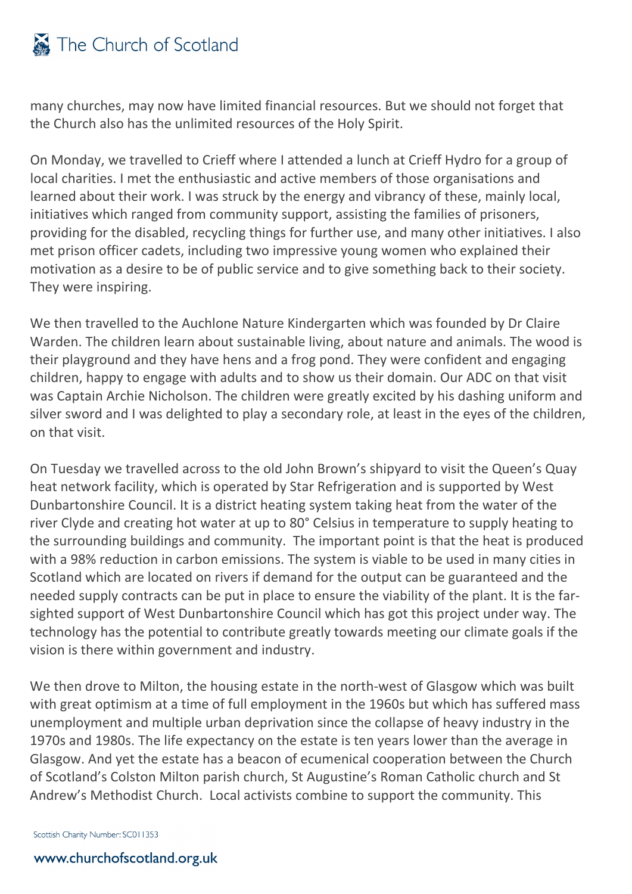many churches, may now have limited financial resources. But we should not forget that the Church also has the unlimited resources of the Holy Spirit.

On Monday, we travelled to Crieff where I attended a lunch at Crieff Hydro for a group of local charities. I met the enthusiastic and active members of those organisations and learned about their work. I was struck by the energy and vibrancy of these, mainly local, initiatives which ranged from community support, assisting the families of prisoners, providing for the disabled, recycling things for further use, and many other initiatives. I also met prison officer cadets, including two impressive young women who explained their motivation as a desire to be of public service and to give something back to their society. They were inspiring.

We then travelled to the Auchlone Nature Kindergarten which was founded by Dr Claire Warden. The children learn about sustainable living, about nature and animals. The wood is their playground and they have hens and a frog pond. They were confident and engaging children, happy to engage with adults and to show us their domain. Our ADC on that visit was Captain Archie Nicholson. The children were greatly excited by his dashing uniform and silver sword and I was delighted to play a secondary role, at least in the eyes of the children, on that visit.

On Tuesday we travelled across to the old John Brown's shipyard to visit the Queen's Quay heat network facility, which is operated by Star Refrigeration and is supported by West Dunbartonshire Council. It is a district heating system taking heat from the water of the river Clyde and creating hot water at up to 80° Celsius in temperature to supply heating to the surrounding buildings and community. The important point is that the heat is produced with a 98% reduction in carbon emissions. The system is viable to be used in many cities in Scotland which are located on rivers if demand for the output can be guaranteed and the needed supply contracts can be put in place to ensure the viability of the plant. It is the far-sighted support of West Dunbartonshire Council which has got this project under way. The technology has the potential to contribute greatly towards meeting our climate goals if the vision is there within government and industry.

We then drove to Milton, the housing estate in the north-west of Glasgow which was built with great optimism at a time of full employment in the 1960s but which has suffered mass unemployment and multiple urban deprivation since the collapse of heavy industry in the 1970s and 1980s. The life expectancy on the estate is ten years lower than the average in Glasgow. And yet the estate has a beacon of ecumenical cooperation between the Church of Scotland's Colston Milton parish church, St Augustine's Roman Catholic church and St Andrew's Methodist Church. Local activists combine to support the community. This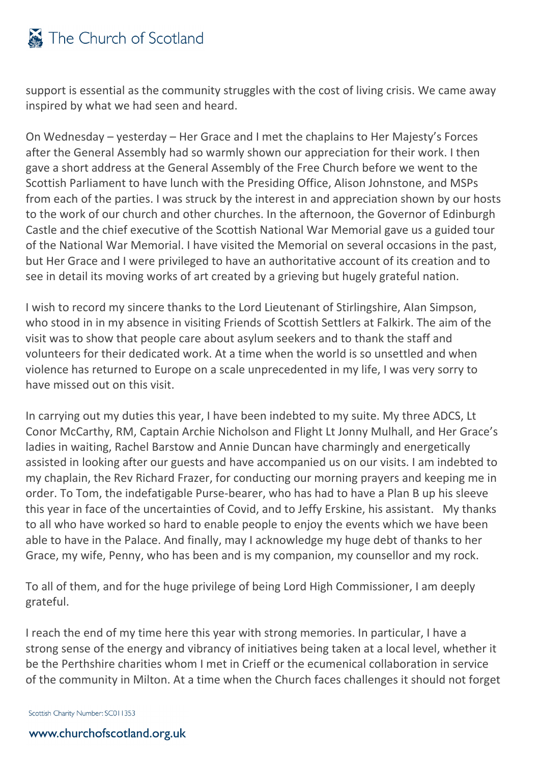support is essential as the community struggles with the cost of living crisis. We came away inspired by what we had seen and heard.

On Wednesday – yesterday – Her Grace and I met the chaplains to Her Majesty's Forces after the General Assembly had so warmly shown our appreciation for their work. I then gave a short address at the General Assembly of the Free Church before we went to the Scottish Parliament to have lunch with the Presiding Office, Alison Johnstone, and MSPs from each of the parties. I was struck by the interest in and appreciation shown by our hosts to the work of our church and other churches. In the afternoon, the Governor of Edinburgh Castle and the chief executive of the Scottish National War Memorial gave us a guided tour of the National War Memorial. I have visited the Memorial on several occasions in the past, but Her Grace and I were privileged to have an authoritative account of its creation and to see in detail its moving works of art created by a grieving but hugely grateful nation.

I wish to record my sincere thanks to the Lord Lieutenant of Stirlingshire, Alan Simpson, who stood in in my absence in visiting Friends of Scottish Settlers at Falkirk. The aim of the visit was to show that people care about asylum seekers and to thank the staff and volunteers for their dedicated work. At a time when the world is so unsettled and when violence has returned to Europe on a scale unprecedented in my life, I was very sorry to have missed out on this visit.

In carrying out my duties this year, I have been indebted to my suite. My three ADCS, Lt Conor McCarthy, RM, Captain Archie Nicholson and Flight Lt Jonny Mulhall, and Her Grace's ladies in waiting, Rachel Barstow and Annie Duncan have charmingly and energetically assisted in looking after our guests and have accompanied us on our visits. I am indebted to my chaplain, the Rev Richard Frazer, for conducting our morning prayers and keeping me in order. To Tom, the indefatigable Purse-bearer, who has had to have a Plan B up his sleeve this year in face of the uncertainties of Covid, and to Jeffy Erskine, his assistant. My thanks to all who have worked so hard to enable people to enjoy the events which we have been able to have in the Palace. And finally, may I acknowledge my huge debt of thanks to her Grace, my wife, Penny, who has been and is my companion, my counsellor and my rock.

To all of them, and for the huge privilege of being Lord High Commissioner, I am deeply grateful.

I reach the end of my time here this year with strong memories. In particular, I have a strong sense of the energy and vibrancy of initiatives being taken at a local level, whether it be the Perthshire charities whom I met in Crieff or the ecumenical collaboration in service of the community in Milton. At a time when the Church faces challenges it should not forget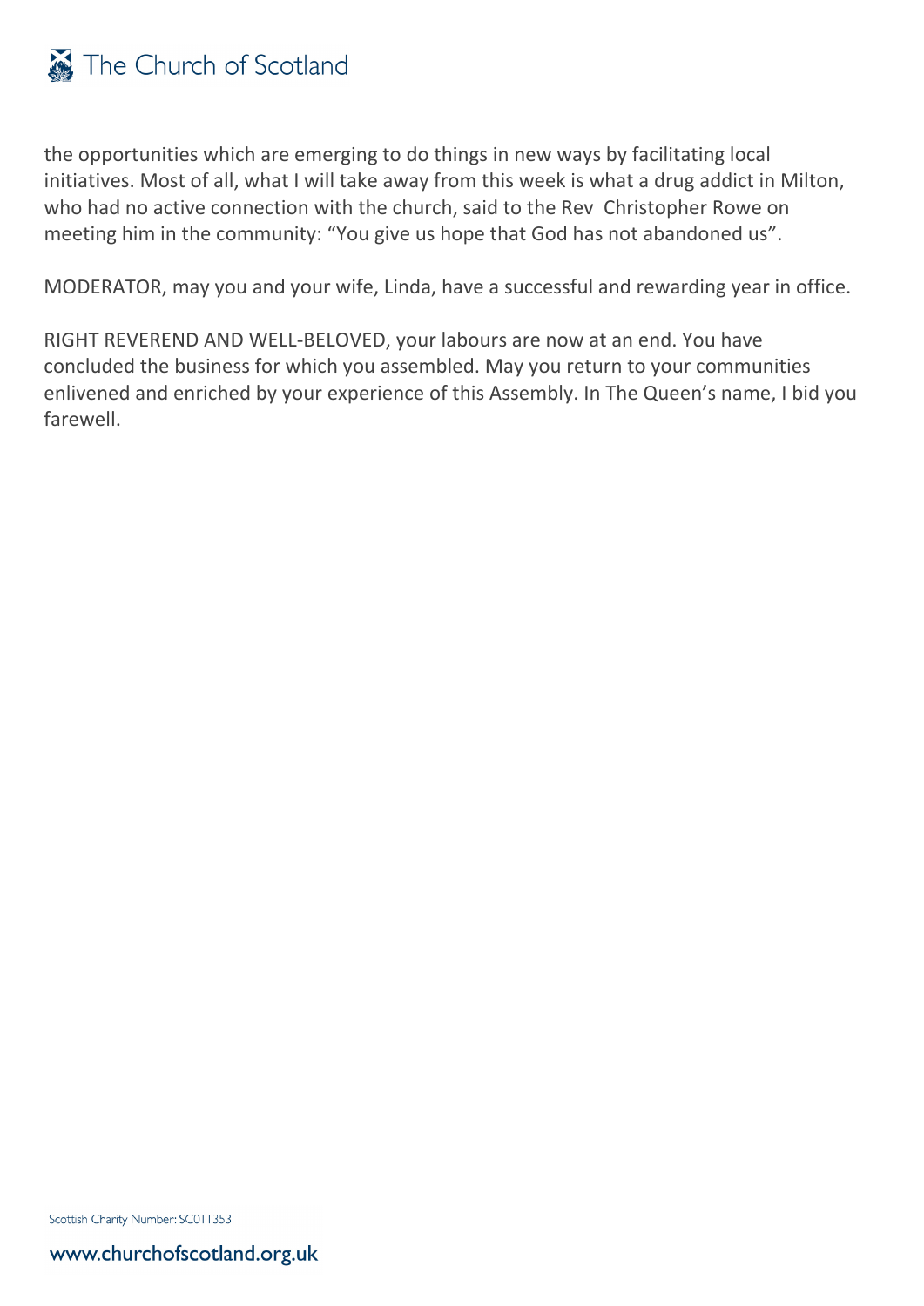the opportunities which are emerging to do things in new ways by facilitating local initiatives. Most of all, what I will take away from this week is what a drug addict in Milton, who had no active connection with the church, said to the Rev Christopher Rowe on meeting him in the community: "You give us hope that God has not abandoned us".

MODERATOR, may you and your wife, Linda, have a successful and rewarding year in office.

RIGHT REVEREND AND WELL-BELOVED, your labours are now at an end. You have concluded the business for which you assembled. May you return to your communities enlivened and enriched by your experience of this Assembly. In The Queen's name, I bid you farewell.